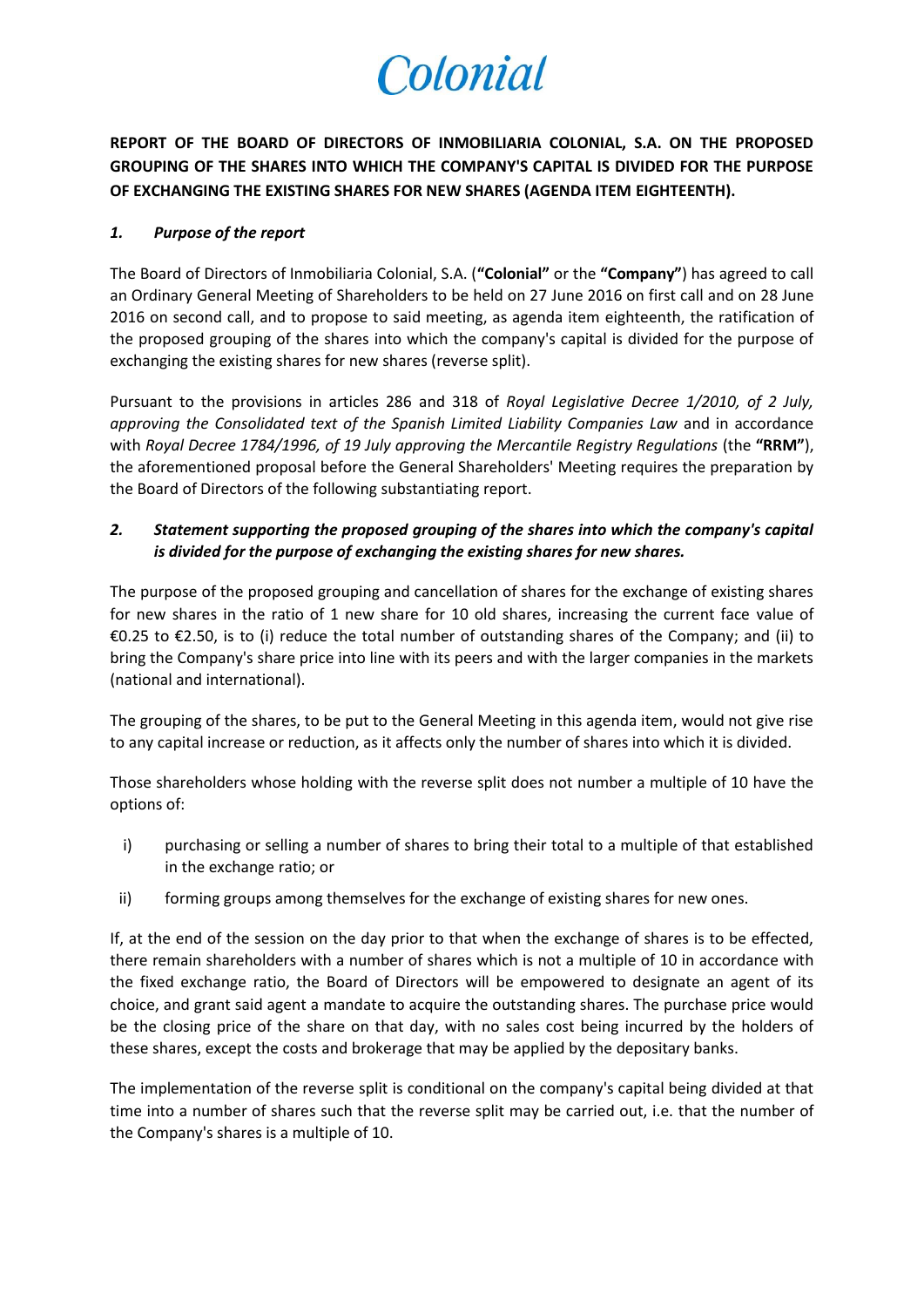# Colonial

**REPORT OF THE BOARD OF DIRECTORS OF INMOBILIARIA COLONIAL, S.A. ON THE PROPOSED GROUPING OF THE SHARES INTO WHICH THE COMPANY'S CAPITAL IS DIVIDED FOR THE PURPOSE OF EXCHANGING THE EXISTING SHARES FOR NEW SHARES (AGENDA ITEM EIGHTEENTH).**

## *1. Purpose of the report*

The Board of Directors of Inmobiliaria Colonial, S.A. (**"Colonial"** or the **"Company"**) has agreed to call an Ordinary General Meeting of Shareholders to be held on 27 June 2016 on first call and on 28 June 2016 on second call, and to propose to said meeting, as agenda item eighteenth, the ratification of the proposed grouping of the shares into which the company's capital is divided for the purpose of exchanging the existing shares for new shares (reverse split).

Pursuant to the provisions in articles 286 and 318 of *Royal Legislative Decree 1/2010, of 2 July, approving the Consolidated text of the Spanish Limited Liability Companies Law* and in accordance with *Royal Decree 1784/1996, of 19 July approving the Mercantile Registry Regulations* (the **"RRM"**), the aforementioned proposal before the General Shareholders' Meeting requires the preparation by the Board of Directors of the following substantiating report.

## *2. Statement supporting the proposed grouping of the shares into which the company's capital is divided for the purpose of exchanging the existing shares for new shares.*

The purpose of the proposed grouping and cancellation of shares for the exchange of existing shares for new shares in the ratio of 1 new share for 10 old shares, increasing the current face value of €0.25 to €2.50, is to (i) reduce the total number of outstanding shares of the Company; and (ii) to bring the Company's share price into line with its peers and with the larger companies in the markets (national and international).

The grouping of the shares, to be put to the General Meeting in this agenda item, would not give rise to any capital increase or reduction, as it affects only the number of shares into which it is divided.

Those shareholders whose holding with the reverse split does not number a multiple of 10 have the options of:

i) purchasing or selling a number of shares to bring their total to a multiple of that established in the exchange ratio; or

ii) forming groups among themselves for the exchange of existing shares for new ones.

If, at the end of the session on the day prior to that when the exchange of shares is to be effected, there remain shareholders with a number of shares which is not a multiple of 10 in accordance with the fixed exchange ratio, the Board of Directors will be empowered to designate an agent of its choice, and grant said agent a mandate to acquire the outstanding shares. The purchase price would be the closing price of the share on that day, with no sales cost being incurred by the holders of these shares, except the costs and brokerage that may be applied by the depositary banks.

The implementation of the reverse split is conditional on the company's capital being divided at that time into a number of shares such that the reverse split may be carried out, i.e. that the number of the Company's shares is a multiple of 10.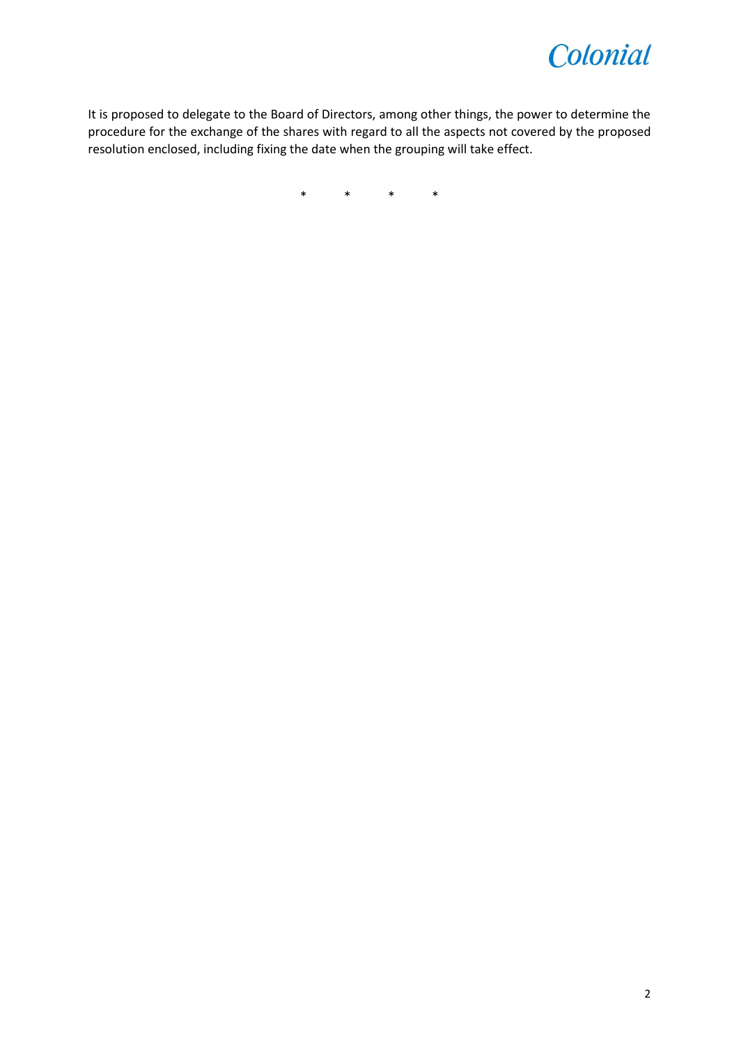It is proposed to delegate to the Board of Directors, among other things, the power to determine the procedure for the exchange of the shares with regard to all the aspects not covered by the proposed resolution enclosed, including fixing the date when the grouping will take effect.

\*      \*      \*      \*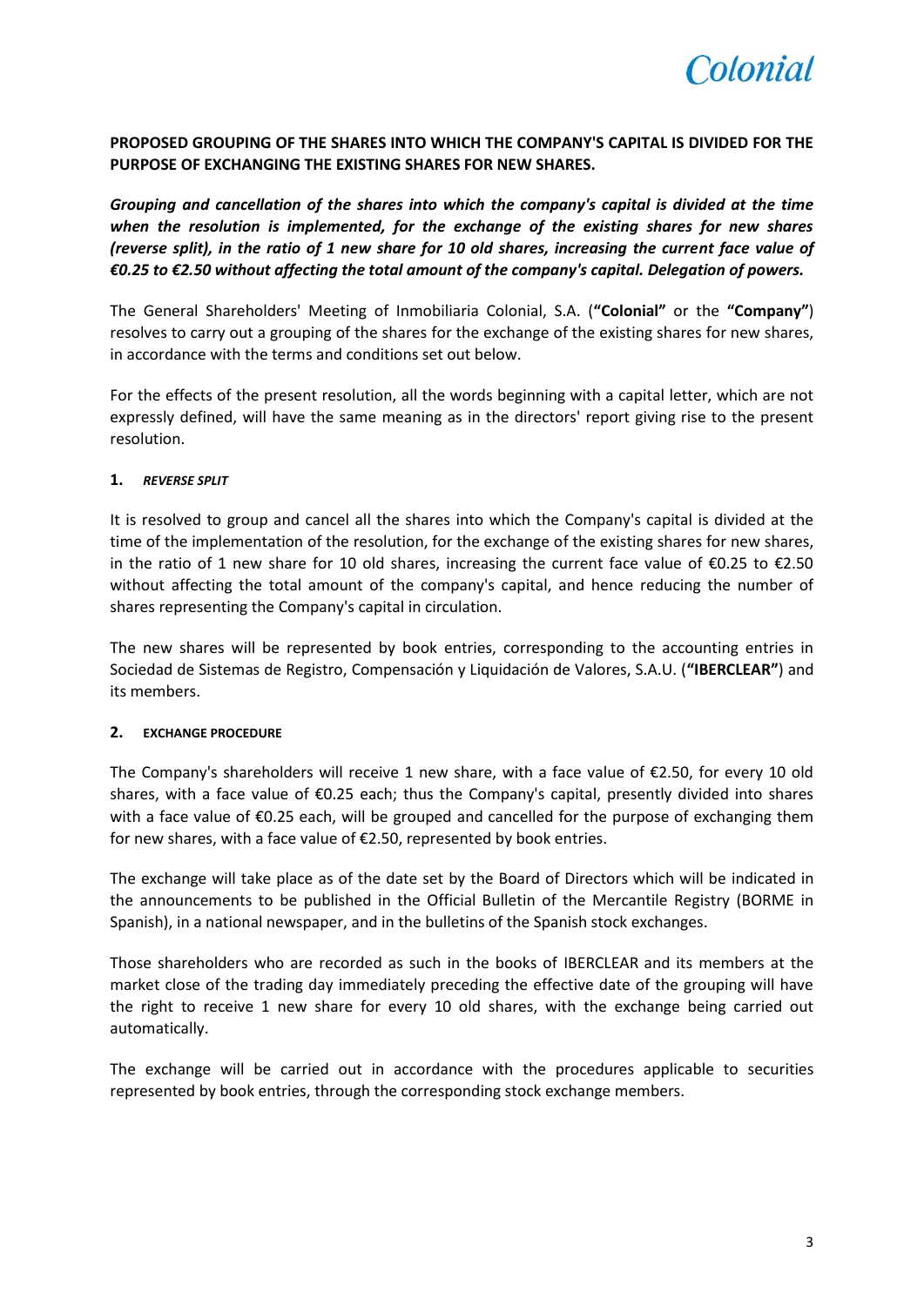**PROPOSED GROUPING OF THE SHARES INTO WHICH THE COMPANY'S CAPITAL IS DIVIDED FOR THE PURPOSE OF EXCHANGING THE EXISTING SHARES FOR NEW SHARES.**

***Grouping and cancellation of the shares into which the company's capital is divided at the time when the resolution is implemented, for the exchange of the existing shares for new shares (reverse split), in the ratio of 1 new share for 10 old shares, increasing the current face value of €0.25 to €2.50 without affecting the total amount of the company's capital. Delegation of powers.***

The General Shareholders' Meeting of Inmobiliaria Colonial, S.A. (**"Colonial"** or the **"Company"**) resolves to carry out a grouping of the shares for the exchange of the existing shares for new shares, in accordance with the terms and conditions set out below.

For the effects of the present resolution, all the words beginning with a capital letter, which are not expressly defined, will have the same meaning as in the directors' report giving rise to the present resolution.

## 1. *REVERSE SPLIT*

It is resolved to group and cancel all the shares into which the Company's capital is divided at the time of the implementation of the resolution, for the exchange of the existing shares for new shares, in the ratio of 1 new share for 10 old shares, increasing the current face value of €0.25 to €2.50 without affecting the total amount of the company's capital, and hence reducing the number of shares representing the Company's capital in circulation.

The new shares will be represented by book entries, corresponding to the accounting entries in Sociedad de Sistemas de Registro, Compensación y Liquidación de Valores, S.A.U. (**"IBERCLEAR"**) and its members.

## 2. EXCHANGE PROCEDURE

The Company's shareholders will receive 1 new share, with a face value of €2.50, for every 10 old shares, with a face value of €0.25 each; thus the Company's capital, presently divided into shares with a face value of €0.25 each, will be grouped and cancelled for the purpose of exchanging them for new shares, with a face value of €2.50, represented by book entries.

The exchange will take place as of the date set by the Board of Directors which will be indicated in the announcements to be published in the Official Bulletin of the Mercantile Registry (BORME in Spanish), in a national newspaper, and in the bulletins of the Spanish stock exchanges.

Those shareholders who are recorded as such in the books of IBERCLEAR and its members at the market close of the trading day immediately preceding the effective date of the grouping will have the right to receive 1 new share for every 10 old shares, with the exchange being carried out automatically.

The exchange will be carried out in accordance with the procedures applicable to securities represented by book entries, through the corresponding stock exchange members.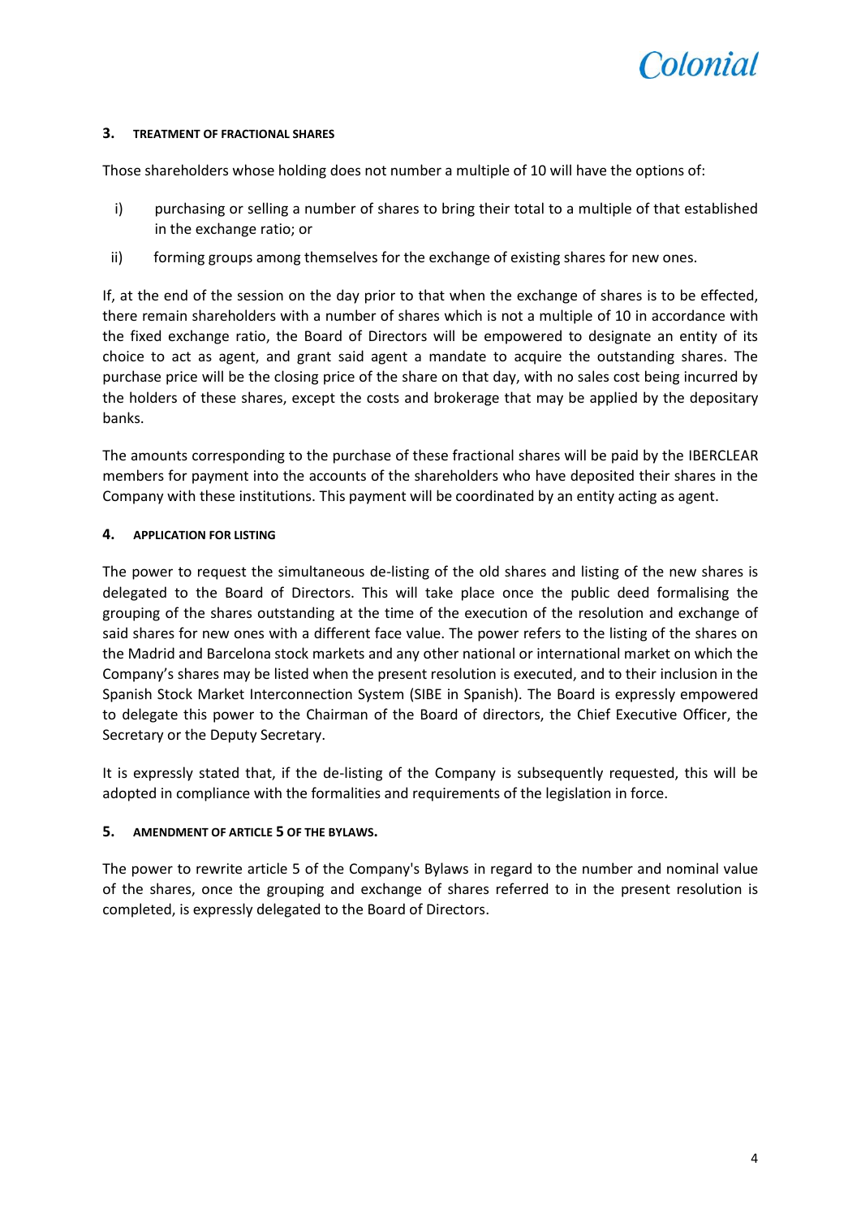### 3. TREATMENT OF FRACTIONAL SHARES

Those shareholders whose holding does not number a multiple of 10 will have the options of:

i) purchasing or selling a number of shares to bring their total to a multiple of that established in the exchange ratio; or

ii) forming groups among themselves for the exchange of existing shares for new ones.

If, at the end of the session on the day prior to that when the exchange of shares is to be effected, there remain shareholders with a number of shares which is not a multiple of 10 in accordance with the fixed exchange ratio, the Board of Directors will be empowered to designate an entity of its choice to act as agent, and grant said agent a mandate to acquire the outstanding shares. The purchase price will be the closing price of the share on that day, with no sales cost being incurred by the holders of these shares, except the costs and brokerage that may be applied by the depositary banks.

The amounts corresponding to the purchase of these fractional shares will be paid by the IBERCLEAR members for payment into the accounts of the shareholders who have deposited their shares in the Company with these institutions. This payment will be coordinated by an entity acting as agent.

### 4. APPLICATION FOR LISTING

The power to request the simultaneous de-listing of the old shares and listing of the new shares is delegated to the Board of Directors. This will take place once the public deed formalising the grouping of the shares outstanding at the time of the execution of the resolution and exchange of said shares for new ones with a different face value. The power refers to the listing of the shares on the Madrid and Barcelona stock markets and any other national or international market on which the Company's shares may be listed when the present resolution is executed, and to their inclusion in the Spanish Stock Market Interconnection System (SIBE in Spanish). The Board is expressly empowered to delegate this power to the Chairman of the Board of directors, the Chief Executive Officer, the Secretary or the Deputy Secretary.

It is expressly stated that, if the de-listing of the Company is subsequently requested, this will be adopted in compliance with the formalities and requirements of the legislation in force.

### 5. AMENDMENT OF ARTICLE 5 OF THE BYLAWS.

The power to rewrite article 5 of the Company's Bylaws in regard to the number and nominal value of the shares, once the grouping and exchange of shares referred to in the present resolution is completed, is expressly delegated to the Board of Directors.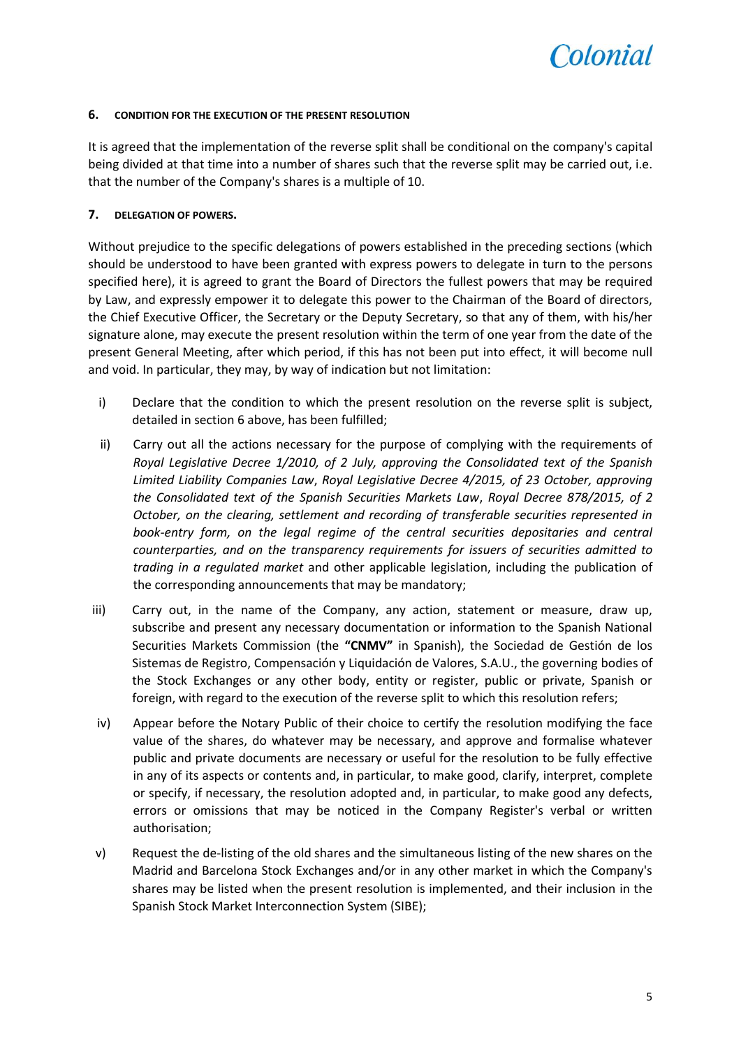#### 6. CONDITION FOR THE EXECUTION OF THE PRESENT RESOLUTION

It is agreed that the implementation of the reverse split shall be conditional on the company's capital being divided at that time into a number of shares such that the reverse split may be carried out, i.e. that the number of the Company's shares is a multiple of 10.

#### 7. DELEGATION OF POWERS.

Without prejudice to the specific delegations of powers established in the preceding sections (which should be understood to have been granted with express powers to delegate in turn to the persons specified here), it is agreed to grant the Board of Directors the fullest powers that may be required by Law, and expressly empower it to delegate this power to the Chairman of the Board of directors, the Chief Executive Officer, the Secretary or the Deputy Secretary, so that any of them, with his/her signature alone, may execute the present resolution within the term of one year from the date of the present General Meeting, after which period, if this has not been put into effect, it will become null and void. In particular, they may, by way of indication but not limitation:

i) Declare that the condition to which the present resolution on the reverse split is subject, detailed in section 6 above, has been fulfilled;

ii) Carry out all the actions necessary for the purpose of complying with the requirements of *Royal Legislative Decree 1/2010, of 2 July, approving the Consolidated text of the Spanish Limited Liability Companies Law*, *Royal Legislative Decree 4/2015, of 23 October, approving the Consolidated text of the Spanish Securities Markets Law*, *Royal Decree 878/2015, of 2 October, on the clearing, settlement and recording of transferable securities represented in book-entry form, on the legal regime of the central securities depositaries and central counterparties, and on the transparency requirements for issuers of securities admitted to trading in a regulated market* and other applicable legislation, including the publication of the corresponding announcements that may be mandatory;

iii) Carry out, in the name of the Company, any action, statement or measure, draw up, subscribe and present any necessary documentation or information to the Spanish National Securities Markets Commission (the **"CNMV"** in Spanish), the Sociedad de Gestión de los Sistemas de Registro, Compensación y Liquidación de Valores, S.A.U., the governing bodies of the Stock Exchanges or any other body, entity or register, public or private, Spanish or foreign, with regard to the execution of the reverse split to which this resolution refers;

iv) Appear before the Notary Public of their choice to certify the resolution modifying the face value of the shares, do whatever may be necessary, and approve and formalise whatever public and private documents are necessary or useful for the resolution to be fully effective in any of its aspects or contents and, in particular, to make good, clarify, interpret, complete or specify, if necessary, the resolution adopted and, in particular, to make good any defects, errors or omissions that may be noticed in the Company Register's verbal or written authorisation;

v) Request the de-listing of the old shares and the simultaneous listing of the new shares on the Madrid and Barcelona Stock Exchanges and/or in any other market in which the Company's shares may be listed when the present resolution is implemented, and their inclusion in the Spanish Stock Market Interconnection System (SIBE);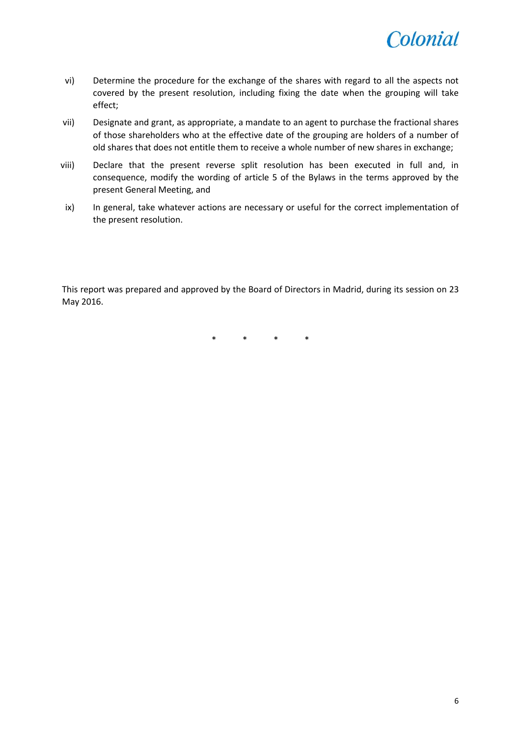vi) Determine the procedure for the exchange of the shares with regard to all the aspects not covered by the present resolution, including fixing the date when the grouping will take effect;

vii) Designate and grant, as appropriate, a mandate to an agent to purchase the fractional shares of those shareholders who at the effective date of the grouping are holders of a number of old shares that does not entitle them to receive a whole number of new shares in exchange;

viii) Declare that the present reverse split resolution has been executed in full and, in consequence, modify the wording of article 5 of the Bylaws in the terms approved by the present General Meeting, and

ix) In general, take whatever actions are necessary or useful for the correct implementation of the present resolution.

This report was prepared and approved by the Board of Directors in Madrid, during its session on 23 May 2016.

\* \* \* \*